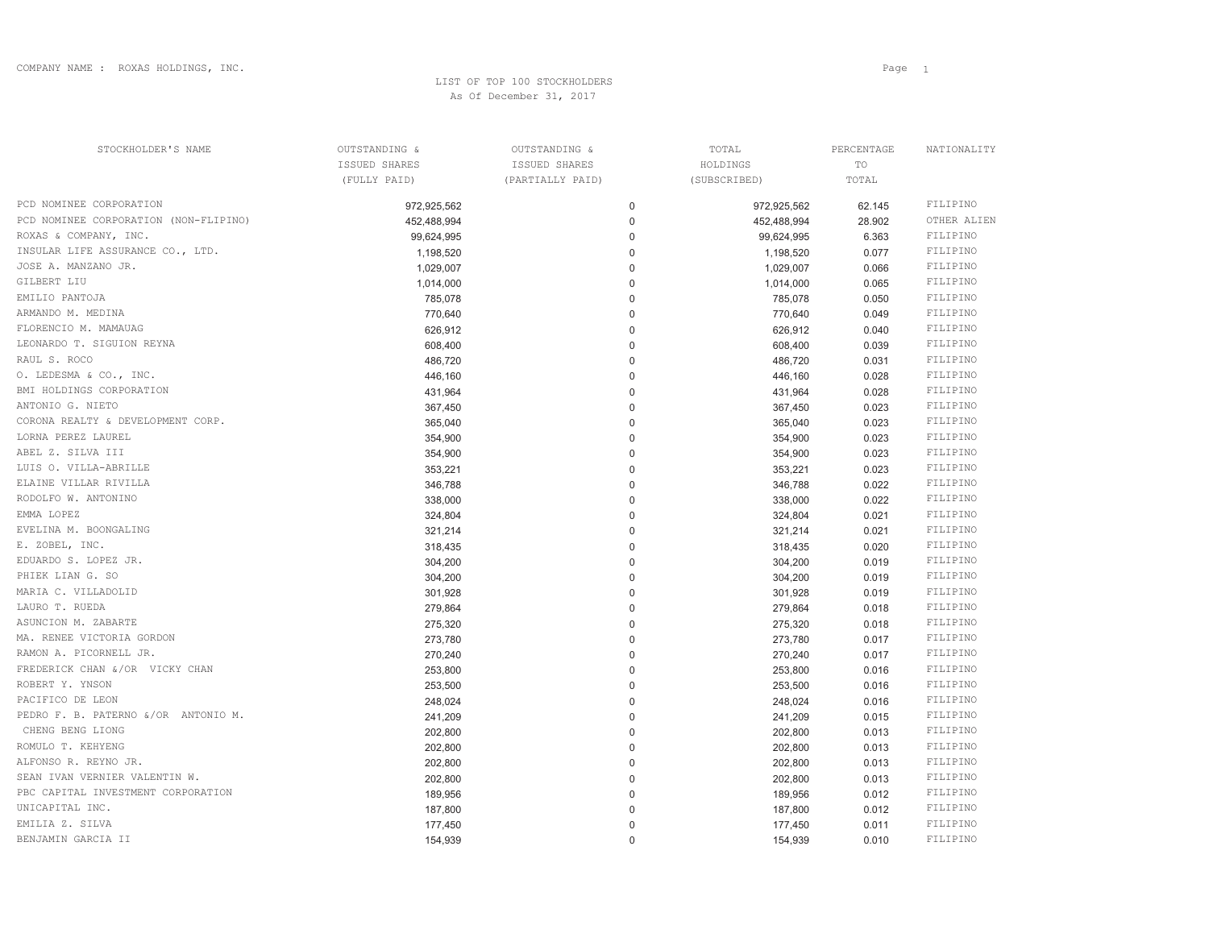COMPANY NAME : ROXAS HOLDINGS, INC.

LIST OF TOP 100 STOCKHOLDERS
As Of December 31, 2017

| STOCKHOLDER'S NAME | OUTSTANDING & ISSUED SHARES (FULLY PAID) | OUTSTANDING & ISSUED SHARES (PARTIALLY PAID) | TOTAL HOLDINGS (SUBSCRIBED) | PERCENTAGE TO TOTAL | NATIONALITY |
|---|---|---|---|---|---|
| PCD NOMINEE CORPORATION | 972,925,562 | 0 | 972,925,562 | 62.145 | FILIPINO |
| PCD NOMINEE CORPORATION (NON-FLIPINO) | 452,488,994 | 0 | 452,488,994 | 28.902 | OTHER ALIEN |
| ROXAS & COMPANY, INC. | 99,624,995 | 0 | 99,624,995 | 6.363 | FILIPINO |
| INSULAR LIFE ASSURANCE CO., LTD. | 1,198,520 | 0 | 1,198,520 | 0.077 | FILIPINO |
| JOSE A. MANZANO JR. | 1,029,007 | 0 | 1,029,007 | 0.066 | FILIPINO |
| GILBERT LIU | 1,014,000 | 0 | 1,014,000 | 0.065 | FILIPINO |
| EMILIO PANTOJA | 785,078 | 0 | 785,078 | 0.050 | FILIPINO |
| ARMANDO M. MEDINA | 770,640 | 0 | 770,640 | 0.049 | FILIPINO |
| FLORENCIO M. MAMAUAG | 626,912 | 0 | 626,912 | 0.040 | FILIPINO |
| LEONARDO T. SIGUION REYNA | 608,400 | 0 | 608,400 | 0.039 | FILIPINO |
| RAUL S. ROCO | 486,720 | 0 | 486,720 | 0.031 | FILIPINO |
| O. LEDESMA & CO., INC. | 446,160 | 0 | 446,160 | 0.028 | FILIPINO |
| BMI HOLDINGS CORPORATION | 431,964 | 0 | 431,964 | 0.028 | FILIPINO |
| ANTONIO G. NIETO | 367,450 | 0 | 367,450 | 0.023 | FILIPINO |
| CORONA REALTY & DEVELOPMENT CORP. | 365,040 | 0 | 365,040 | 0.023 | FILIPINO |
| LORNA PEREZ LAUREL | 354,900 | 0 | 354,900 | 0.023 | FILIPINO |
| ABEL Z. SILVA III | 354,900 | 0 | 354,900 | 0.023 | FILIPINO |
| LUIS O. VILLA-ABRILLE | 353,221 | 0 | 353,221 | 0.023 | FILIPINO |
| ELAINE VILLAR RIVILLA | 346,788 | 0 | 346,788 | 0.022 | FILIPINO |
| RODOLFO W. ANTONINO | 338,000 | 0 | 338,000 | 0.022 | FILIPINO |
| EMMA LOPEZ | 324,804 | 0 | 324,804 | 0.021 | FILIPINO |
| EVELINA M. BOONGALING | 321,214 | 0 | 321,214 | 0.021 | FILIPINO |
| E. ZOBEL, INC. | 318,435 | 0 | 318,435 | 0.020 | FILIPINO |
| EDUARDO S. LOPEZ JR. | 304,200 | 0 | 304,200 | 0.019 | FILIPINO |
| PHIEK LIAN G. SO | 304,200 | 0 | 304,200 | 0.019 | FILIPINO |
| MARIA C. VILLADOLID | 301,928 | 0 | 301,928 | 0.019 | FILIPINO |
| LAURO T. RUEDA | 279,864 | 0 | 279,864 | 0.018 | FILIPINO |
| ASUNCION M. ZABARTE | 275,320 | 0 | 275,320 | 0.018 | FILIPINO |
| MA. RENEE VICTORIA GORDON | 273,780 | 0 | 273,780 | 0.017 | FILIPINO |
| RAMON A. PICORNELL JR. | 270,240 | 0 | 270,240 | 0.017 | FILIPINO |
| FREDERICK CHAN &/OR VICKY CHAN | 253,800 | 0 | 253,800 | 0.016 | FILIPINO |
| ROBERT Y. YNSON | 253,500 | 0 | 253,500 | 0.016 | FILIPINO |
| PACIFICO DE LEON | 248,024 | 0 | 248,024 | 0.016 | FILIPINO |
| PEDRO F. B. PATERNO &/OR ANTONIO M. | 241,209 | 0 | 241,209 | 0.015 | FILIPINO |
| CHENG BENG LIONG | 202,800 | 0 | 202,800 | 0.013 | FILIPINO |
| ROMULO T. KEHYENG | 202,800 | 0 | 202,800 | 0.013 | FILIPINO |
| ALFONSO R. REYNO JR. | 202,800 | 0 | 202,800 | 0.013 | FILIPINO |
| SEAN IVAN VERNIER VALENTIN W. | 202,800 | 0 | 202,800 | 0.013 | FILIPINO |
| PBC CAPITAL INVESTMENT CORPORATION | 189,956 | 0 | 189,956 | 0.012 | FILIPINO |
| UNICAPITAL INC. | 187,800 | 0 | 187,800 | 0.012 | FILIPINO |
| EMILIA Z. SILVA | 177,450 | 0 | 177,450 | 0.011 | FILIPINO |
| BENJAMIN GARCIA II | 154,939 | 0 | 154,939 | 0.010 | FILIPINO |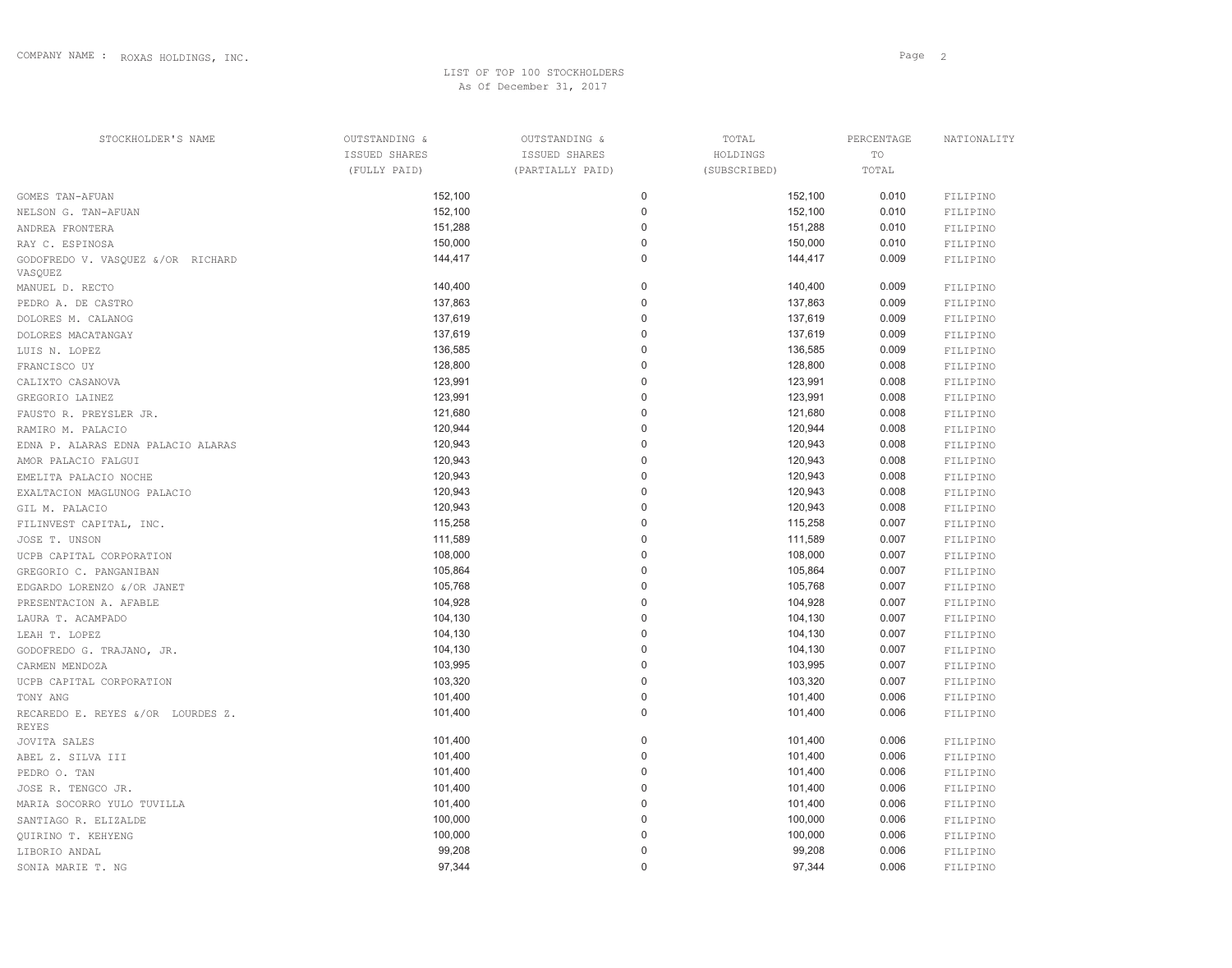COMPANY NAME : ROXAS HOLDINGS, INC.

LIST OF TOP 100 STOCKHOLDERS
As Of December 31, 2017

| STOCKHOLDER'S NAME | OUTSTANDING & ISSUED SHARES (FULLY PAID) | OUTSTANDING & ISSUED SHARES (PARTIALLY PAID) | TOTAL HOLDINGS (SUBSCRIBED) | PERCENTAGE TO TOTAL | NATIONALITY |
|---|---|---|---|---|---|
| GOMES TAN-AFUAN | 152,100 | 0 | 152,100 | 0.010 | FILIPINO |
| NELSON G. TAN-AFUAN | 152,100 | 0 | 152,100 | 0.010 | FILIPINO |
| ANDREA FRONTERA | 151,288 | 0 | 151,288 | 0.010 | FILIPINO |
| RAY C. ESPINOSA | 150,000 | 0 | 150,000 | 0.010 | FILIPINO |
| GODOFREDO V. VASQUEZ &/OR RICHARD VASQUEZ | 144,417 | 0 | 144,417 | 0.009 | FILIPINO |
| MANUEL D. RECTO | 140,400 | 0 | 140,400 | 0.009 | FILIPINO |
| PEDRO A. DE CASTRO | 137,863 | 0 | 137,863 | 0.009 | FILIPINO |
| DOLORES M. CALANOG | 137,619 | 0 | 137,619 | 0.009 | FILIPINO |
| DOLORES MACATANGAY | 137,619 | 0 | 137,619 | 0.009 | FILIPINO |
| LUIS N. LOPEZ | 136,585 | 0 | 136,585 | 0.009 | FILIPINO |
| FRANCISCO UY | 128,800 | 0 | 128,800 | 0.008 | FILIPINO |
| CALIXTO CASANOVA | 123,991 | 0 | 123,991 | 0.008 | FILIPINO |
| GREGORIO LAINEZ | 123,991 | 0 | 123,991 | 0.008 | FILIPINO |
| FAUSTO R. PREYSLER JR. | 121,680 | 0 | 121,680 | 0.008 | FILIPINO |
| RAMIRO M. PALACIO | 120,944 | 0 | 120,944 | 0.008 | FILIPINO |
| EDNA P. ALARAS EDNA PALACIO ALARAS | 120,943 | 0 | 120,943 | 0.008 | FILIPINO |
| AMOR PALACIO FALGUI | 120,943 | 0 | 120,943 | 0.008 | FILIPINO |
| EMELITA PALACIO NOCHE | 120,943 | 0 | 120,943 | 0.008 | FILIPINO |
| EXALTACION MAGLUNOG PALACIO | 120,943 | 0 | 120,943 | 0.008 | FILIPINO |
| GIL M. PALACIO | 120,943 | 0 | 120,943 | 0.008 | FILIPINO |
| FILINVEST CAPITAL, INC. | 115,258 | 0 | 115,258 | 0.007 | FILIPINO |
| JOSE T. UNSON | 111,589 | 0 | 111,589 | 0.007 | FILIPINO |
| UCPB CAPITAL CORPORATION | 108,000 | 0 | 108,000 | 0.007 | FILIPINO |
| GREGORIO C. PANGANIBAN | 105,864 | 0 | 105,864 | 0.007 | FILIPINO |
| EDGARDO LORENZO &/OR JANET | 105,768 | 0 | 105,768 | 0.007 | FILIPINO |
| PRESENTACION A. AFABLE | 104,928 | 0 | 104,928 | 0.007 | FILIPINO |
| LAURA T. ACAMPADO | 104,130 | 0 | 104,130 | 0.007 | FILIPINO |
| LEAH T. LOPEZ | 104,130 | 0 | 104,130 | 0.007 | FILIPINO |
| GODOFREDO G. TRAJANO, JR. | 104,130 | 0 | 104,130 | 0.007 | FILIPINO |
| CARMEN MENDOZA | 103,995 | 0 | 103,995 | 0.007 | FILIPINO |
| UCPB CAPITAL CORPORATION | 103,320 | 0 | 103,320 | 0.007 | FILIPINO |
| TONY ANG | 101,400 | 0 | 101,400 | 0.006 | FILIPINO |
| RECAREDO E. REYES &/OR LOURDES Z. REYES | 101,400 | 0 | 101,400 | 0.006 | FILIPINO |
| JOVITA SALES | 101,400 | 0 | 101,400 | 0.006 | FILIPINO |
| ABEL Z. SILVA III | 101,400 | 0 | 101,400 | 0.006 | FILIPINO |
| PEDRO O. TAN | 101,400 | 0 | 101,400 | 0.006 | FILIPINO |
| JOSE R. TENGCO JR. | 101,400 | 0 | 101,400 | 0.006 | FILIPINO |
| MARIA SOCORRO YULO TUVILLA | 101,400 | 0 | 101,400 | 0.006 | FILIPINO |
| SANTIAGO R. ELIZALDE | 100,000 | 0 | 100,000 | 0.006 | FILIPINO |
| QUIRINO T. KEHYENG | 100,000 | 0 | 100,000 | 0.006 | FILIPINO |
| LIBORIO ANDAL | 99,208 | 0 | 99,208 | 0.006 | FILIPINO |
| SONIA MARIE T. NG | 97,344 | 0 | 97,344 | 0.006 | FILIPINO |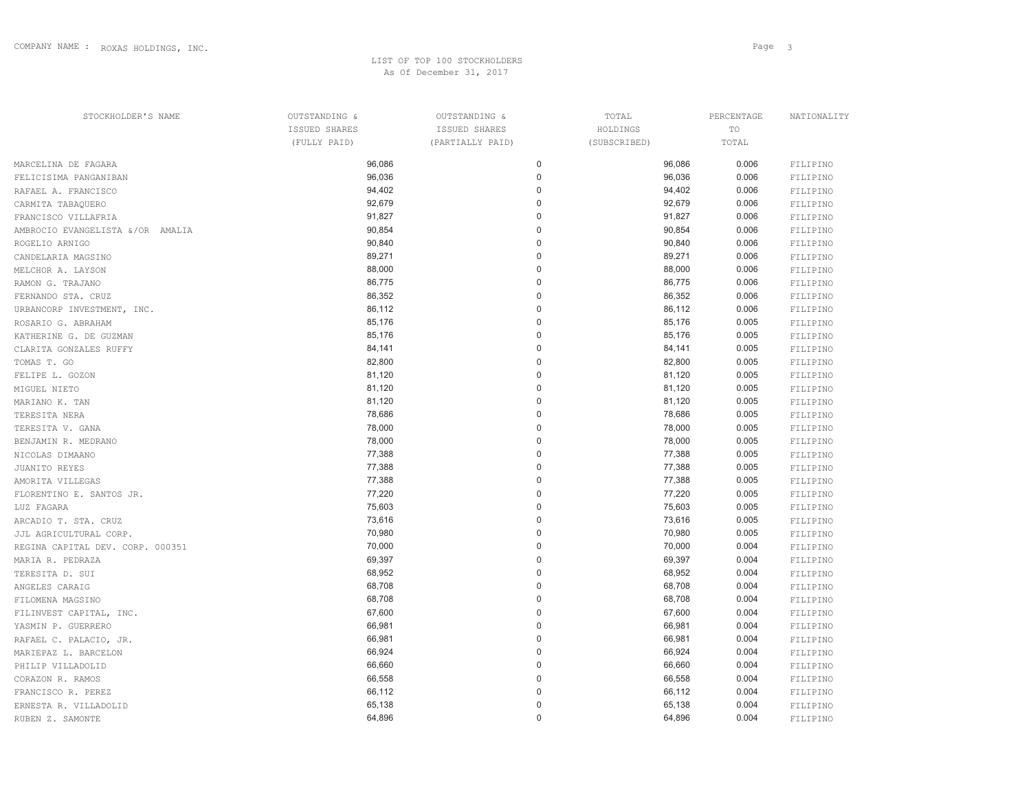COMPANY NAME : ROXAS HOLDINGS, INC.

LIST OF TOP 100 STOCKHOLDERS
As Of December 31, 2017

| STOCKHOLDER'S NAME | OUTSTANDING & ISSUED SHARES (FULLY PAID) | OUTSTANDING & ISSUED SHARES (PARTIALLY PAID) | TOTAL HOLDINGS (SUBSCRIBED) | PERCENTAGE TO TOTAL | NATIONALITY |
|---|---|---|---|---|---|
| MARCELINA DE FAGARA | 96,086 | 0 | 96,086 | 0.006 | FILIPINO |
| FELICISIMA PANGANIBAN | 96,036 | 0 | 96,036 | 0.006 | FILIPINO |
| RAFAEL A. FRANCISCO | 94,402 | 0 | 94,402 | 0.006 | FILIPINO |
| CARMITA TABAQUERO | 92,679 | 0 | 92,679 | 0.006 | FILIPINO |
| FRANCISCO VILLAFRIA | 91,827 | 0 | 91,827 | 0.006 | FILIPINO |
| AMBROCIO EVANGELISTA &/OR AMALIA | 90,854 | 0 | 90,854 | 0.006 | FILIPINO |
| ROGELIO ARNIGO | 90,840 | 0 | 90,840 | 0.006 | FILIPINO |
| CANDELARIA MAGSINO | 89,271 | 0 | 89,271 | 0.006 | FILIPINO |
| MELCHOR A. LAYSON | 88,000 | 0 | 88,000 | 0.006 | FILIPINO |
| RAMON G. TRAJANO | 86,775 | 0 | 86,775 | 0.006 | FILIPINO |
| FERNANDO STA. CRUZ | 86,352 | 0 | 86,352 | 0.006 | FILIPINO |
| URBANCORP INVESTMENT, INC. | 86,112 | 0 | 86,112 | 0.006 | FILIPINO |
| ROSARIO G. ABRAHAM | 85,176 | 0 | 85,176 | 0.005 | FILIPINO |
| KATHERINE G. DE GUZMAN | 85,176 | 0 | 85,176 | 0.005 | FILIPINO |
| CLARITA GONZALES RUFFY | 84,141 | 0 | 84,141 | 0.005 | FILIPINO |
| TOMAS T. GO | 82,800 | 0 | 82,800 | 0.005 | FILIPINO |
| FELIPE L. GOZON | 81,120 | 0 | 81,120 | 0.005 | FILIPINO |
| MIGUEL NIETO | 81,120 | 0 | 81,120 | 0.005 | FILIPINO |
| MARIANO K. TAN | 81,120 | 0 | 81,120 | 0.005 | FILIPINO |
| TERESITA NERA | 78,686 | 0 | 78,686 | 0.005 | FILIPINO |
| TERESITA V. GANA | 78,000 | 0 | 78,000 | 0.005 | FILIPINO |
| BENJAMIN R. MEDRANO | 78,000 | 0 | 78,000 | 0.005 | FILIPINO |
| NICOLAS DIMAANO | 77,388 | 0 | 77,388 | 0.005 | FILIPINO |
| JUANITO REYES | 77,388 | 0 | 77,388 | 0.005 | FILIPINO |
| AMORITA VILLEGAS | 77,388 | 0 | 77,388 | 0.005 | FILIPINO |
| FLORENTINO E. SANTOS JR. | 77,220 | 0 | 77,220 | 0.005 | FILIPINO |
| LUZ FAGARA | 75,603 | 0 | 75,603 | 0.005 | FILIPINO |
| ARCADIO T. STA. CRUZ | 73,616 | 0 | 73,616 | 0.005 | FILIPINO |
| JJL AGRICULTURAL CORP. | 70,980 | 0 | 70,980 | 0.005 | FILIPINO |
| REGINA CAPITAL DEV. CORP. 000351 | 70,000 | 0 | 70,000 | 0.004 | FILIPINO |
| MARIA R. PEDRAZA | 69,397 | 0 | 69,397 | 0.004 | FILIPINO |
| TERESITA D. SUI | 68,952 | 0 | 68,952 | 0.004 | FILIPINO |
| ANGELES CARAIG | 68,708 | 0 | 68,708 | 0.004 | FILIPINO |
| FILOMENA MAGSINO | 68,708 | 0 | 68,708 | 0.004 | FILIPINO |
| FILINVEST CAPITAL, INC. | 67,600 | 0 | 67,600 | 0.004 | FILIPINO |
| YASMIN P. GUERRERO | 66,981 | 0 | 66,981 | 0.004 | FILIPINO |
| RAFAEL C. PALACIO, JR. | 66,981 | 0 | 66,981 | 0.004 | FILIPINO |
| MARIEPAZ L. BARCELON | 66,924 | 0 | 66,924 | 0.004 | FILIPINO |
| PHILIP VILLADOLID | 66,660 | 0 | 66,660 | 0.004 | FILIPINO |
| CORAZON R. RAMOS | 66,558 | 0 | 66,558 | 0.004 | FILIPINO |
| FRANCISCO R. PEREZ | 66,112 | 0 | 66,112 | 0.004 | FILIPINO |
| ERNESTA R. VILLADOLID | 65,138 | 0 | 65,138 | 0.004 | FILIPINO |
| RUBEN Z. SAMONTE | 64,896 | 0 | 64,896 | 0.004 | FILIPINO |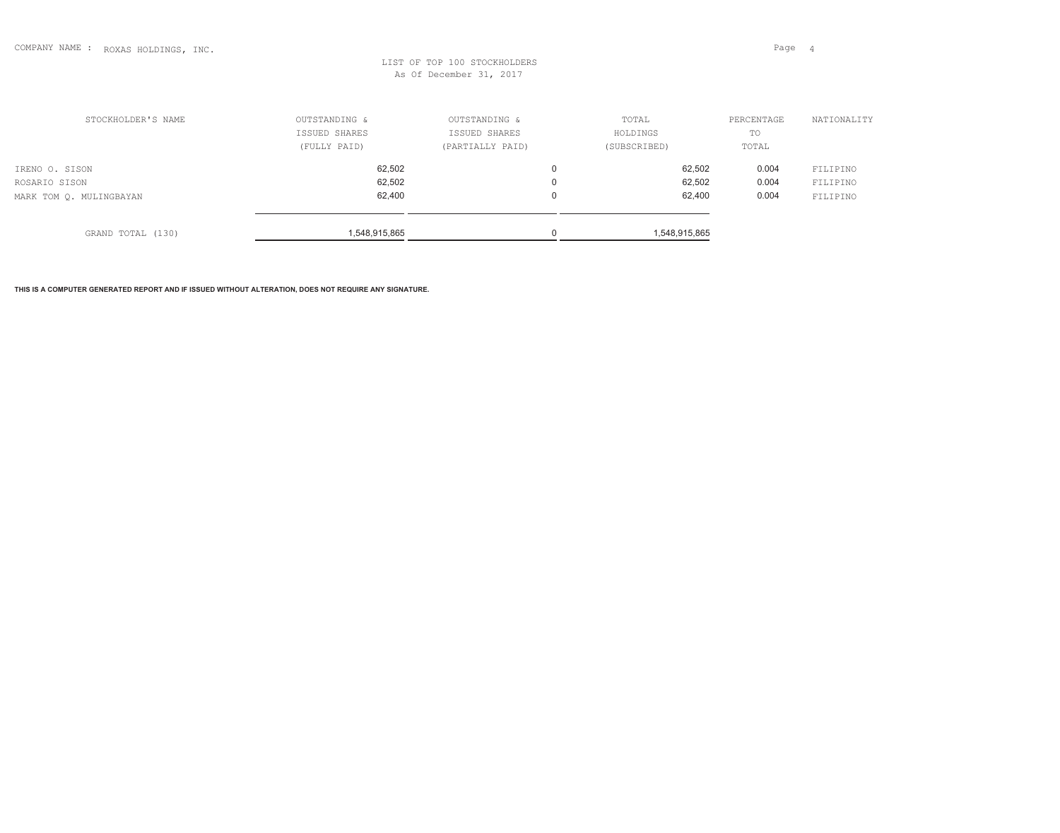COMPANY NAME : ROXAS HOLDINGS, INC.

LIST OF TOP 100 STOCKHOLDERS
As Of December 31, 2017

| STOCKHOLDER'S NAME | OUTSTANDING & ISSUED SHARES (FULLY PAID) | OUTSTANDING & ISSUED SHARES (PARTIALLY PAID) | TOTAL HOLDINGS (SUBSCRIBED) | PERCENTAGE TO TOTAL | NATIONALITY |
|---|---|---|---|---|---|
| IRENO O. SISON | 62,502 | 0 | 62,502 | 0.004 | FILIPINO |
| ROSARIO SISON | 62,502 | 0 | 62,502 | 0.004 | FILIPINO |
| MARK TOM Q. MULINGBAYAN | 62,400 | 0 | 62,400 | 0.004 | FILIPINO |
| GRAND TOTAL (130) | 1,548,915,865 | 0 | 1,548,915,865 | | |

**THIS IS A COMPUTER GENERATED REPORT AND IF ISSUED WITHOUT ALTERATION, DOES NOT REQUIRE ANY SIGNATURE.**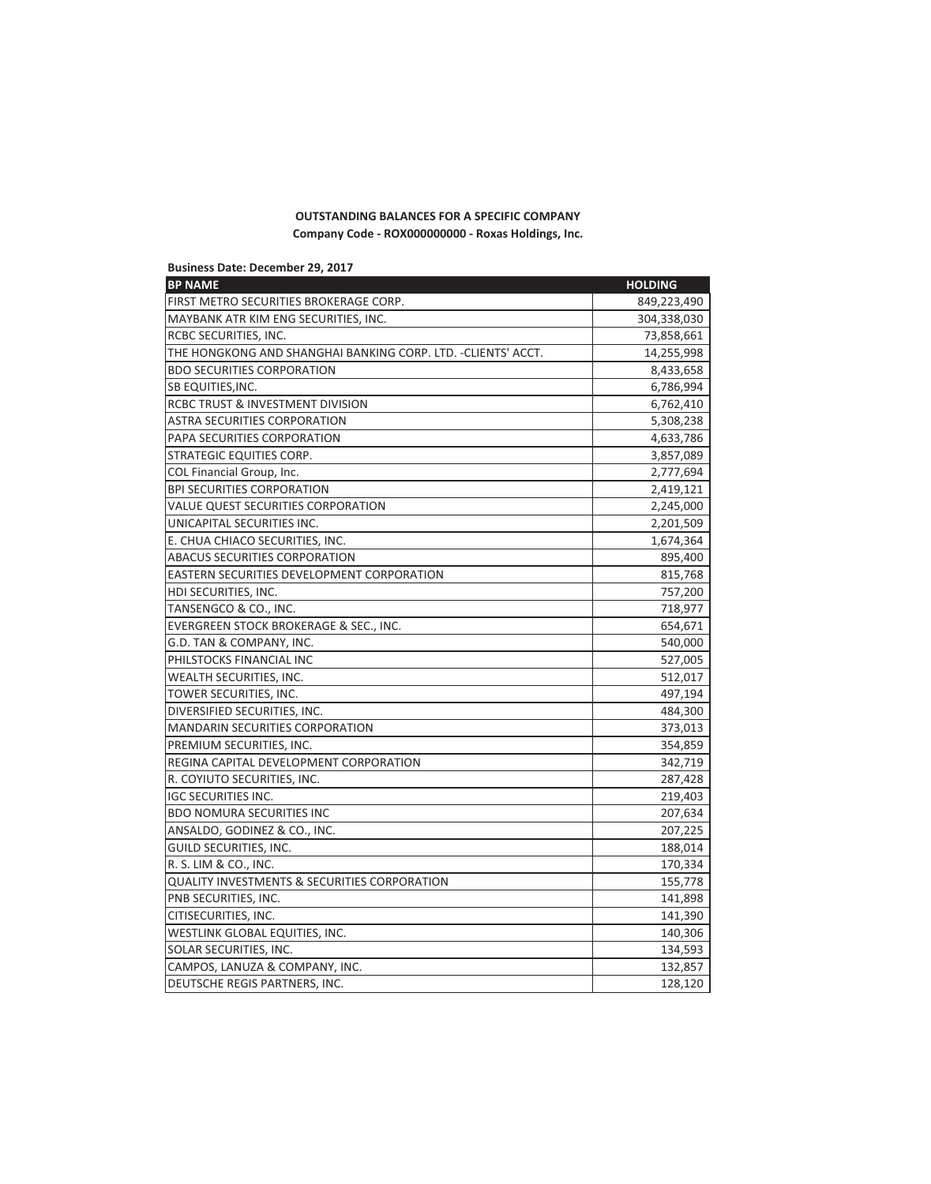**OUTSTANDING BALANCES FOR A SPECIFIC COMPANY**

**Company Code - ROX000000000 - Roxas Holdings, Inc.**

**Business Date: December 29, 2017**

| BP NAME | HOLDING |
|---|---|
| FIRST METRO SECURITIES BROKERAGE CORP. | 849,223,490 |
| MAYBANK ATR KIM ENG SECURITIES, INC. | 304,338,030 |
| RCBC SECURITIES, INC. | 73,858,661 |
| THE HONGKONG AND SHANGHAI BANKING CORP. LTD. -CLIENTS' ACCT. | 14,255,998 |
| BDO SECURITIES CORPORATION | 8,433,658 |
| SB EQUITIES,INC. | 6,786,994 |
| RCBC TRUST & INVESTMENT DIVISION | 6,762,410 |
| ASTRA SECURITIES CORPORATION | 5,308,238 |
| PAPA SECURITIES CORPORATION | 4,633,786 |
| STRATEGIC EQUITIES CORP. | 3,857,089 |
| COL Financial Group, Inc. | 2,777,694 |
| BPI SECURITIES CORPORATION | 2,419,121 |
| VALUE QUEST SECURITIES CORPORATION | 2,245,000 |
| UNICAPITAL SECURITIES INC. | 2,201,509 |
| E. CHUA CHIACO SECURITIES, INC. | 1,674,364 |
| ABACUS SECURITIES CORPORATION | 895,400 |
| EASTERN SECURITIES DEVELOPMENT CORPORATION | 815,768 |
| HDI SECURITIES, INC. | 757,200 |
| TANSENGCO & CO., INC. | 718,977 |
| EVERGREEN STOCK BROKERAGE & SEC., INC. | 654,671 |
| G.D. TAN & COMPANY, INC. | 540,000 |
| PHILSTOCKS FINANCIAL INC | 527,005 |
| WEALTH SECURITIES, INC. | 512,017 |
| TOWER SECURITIES, INC. | 497,194 |
| DIVERSIFIED SECURITIES, INC. | 484,300 |
| MANDARIN SECURITIES CORPORATION | 373,013 |
| PREMIUM SECURITIES, INC. | 354,859 |
| REGINA CAPITAL DEVELOPMENT CORPORATION | 342,719 |
| R. COYIUTO SECURITIES, INC. | 287,428 |
| IGC SECURITIES INC. | 219,403 |
| BDO NOMURA SECURITIES INC | 207,634 |
| ANSALDO, GODINEZ & CO., INC. | 207,225 |
| GUILD SECURITIES, INC. | 188,014 |
| R. S. LIM & CO., INC. | 170,334 |
| QUALITY INVESTMENTS & SECURITIES CORPORATION | 155,778 |
| PNB SECURITIES, INC. | 141,898 |
| CITISECURITIES, INC. | 141,390 |
| WESTLINK GLOBAL EQUITIES, INC. | 140,306 |
| SOLAR SECURITIES, INC. | 134,593 |
| CAMPOS, LANUZA & COMPANY, INC. | 132,857 |
| DEUTSCHE REGIS PARTNERS, INC. | 128,120 |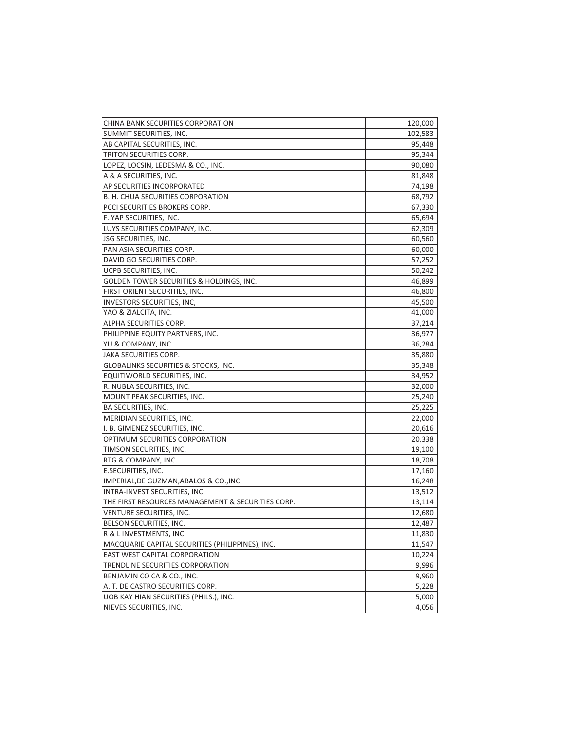| | |
|---|---|
| CHINA BANK SECURITIES CORPORATION | 120,000 |
| SUMMIT SECURITIES, INC. | 102,583 |
| AB CAPITAL SECURITIES, INC. | 95,448 |
| TRITON SECURITIES CORP. | 95,344 |
| LOPEZ, LOCSIN, LEDESMA & CO., INC. | 90,080 |
| A & A SECURITIES, INC. | 81,848 |
| AP SECURITIES INCORPORATED | 74,198 |
| B. H. CHUA SECURITIES CORPORATION | 68,792 |
| PCCI SECURITIES BROKERS CORP. | 67,330 |
| F. YAP SECURITIES, INC. | 65,694 |
| LUYS SECURITIES COMPANY, INC. | 62,309 |
| JSG SECURITIES, INC. | 60,560 |
| PAN ASIA SECURITIES CORP. | 60,000 |
| DAVID GO SECURITIES CORP. | 57,252 |
| UCPB SECURITIES, INC. | 50,242 |
| GOLDEN TOWER SECURITIES & HOLDINGS, INC. | 46,899 |
| FIRST ORIENT SECURITIES, INC. | 46,800 |
| INVESTORS SECURITIES, INC, | 45,500 |
| YAO & ZIALCITA, INC. | 41,000 |
| ALPHA SECURITIES CORP. | 37,214 |
| PHILIPPINE EQUITY PARTNERS, INC. | 36,977 |
| YU & COMPANY, INC. | 36,284 |
| JAKA SECURITIES CORP. | 35,880 |
| GLOBALINKS SECURITIES & STOCKS, INC. | 35,348 |
| EQUITIWORLD SECURITIES, INC. | 34,952 |
| R. NUBLA SECURITIES, INC. | 32,000 |
| MOUNT PEAK SECURITIES, INC. | 25,240 |
| BA SECURITIES, INC. | 25,225 |
| MERIDIAN SECURITIES, INC. | 22,000 |
| I. B. GIMENEZ SECURITIES, INC. | 20,616 |
| OPTIMUM SECURITIES CORPORATION | 20,338 |
| TIMSON SECURITIES, INC. | 19,100 |
| RTG & COMPANY, INC. | 18,708 |
| E.SECURITIES, INC. | 17,160 |
| IMPERIAL,DE GUZMAN,ABALOS & CO.,INC. | 16,248 |
| INTRA-INVEST SECURITIES, INC. | 13,512 |
| THE FIRST RESOURCES MANAGEMENT & SECURITIES CORP. | 13,114 |
| VENTURE SECURITIES, INC. | 12,680 |
| BELSON SECURITIES, INC. | 12,487 |
| R & L INVESTMENTS, INC. | 11,830 |
| MACQUARIE CAPITAL SECURITIES (PHILIPPINES), INC. | 11,547 |
| EAST WEST CAPITAL CORPORATION | 10,224 |
| TRENDLINE SECURITIES CORPORATION | 9,996 |
| BENJAMIN CO CA & CO., INC. | 9,960 |
| A. T. DE CASTRO SECURITIES CORP. | 5,228 |
| UOB KAY HIAN SECURITIES (PHILS.), INC. | 5,000 |
| NIEVES SECURITIES, INC. | 4,056 |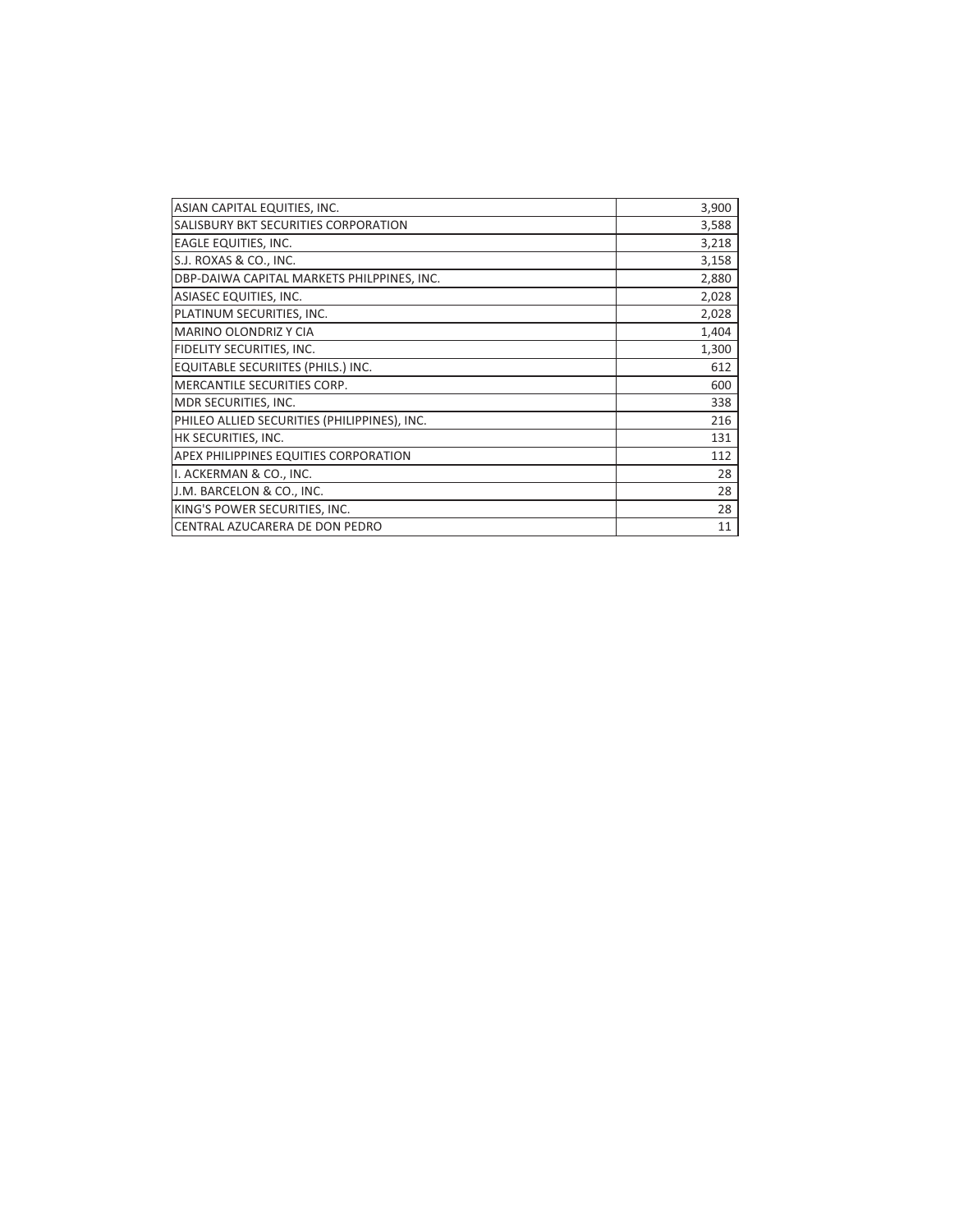| | |
|---|---|
| ASIAN CAPITAL EQUITIES, INC. | 3,900 |
| SALISBURY BKT SECURITIES CORPORATION | 3,588 |
| EAGLE EQUITIES, INC. | 3,218 |
| S.J. ROXAS & CO., INC. | 3,158 |
| DBP-DAIWA CAPITAL MARKETS PHILPPINES, INC. | 2,880 |
| ASIASEC EQUITIES, INC. | 2,028 |
| PLATINUM SECURITIES, INC. | 2,028 |
| MARINO OLONDRIZ Y CIA | 1,404 |
| FIDELITY SECURITIES, INC. | 1,300 |
| EQUITABLE SECURIITES (PHILS.) INC. | 612 |
| MERCANTILE SECURITIES CORP. | 600 |
| MDR SECURITIES, INC. | 338 |
| PHILEO ALLIED SECURITIES (PHILIPPINES), INC. | 216 |
| HK SECURITIES, INC. | 131 |
| APEX PHILIPPINES EQUITIES CORPORATION | 112 |
| I. ACKERMAN & CO., INC. | 28 |
| J.M. BARCELON & CO., INC. | 28 |
| KING'S POWER SECURITIES, INC. | 28 |
| CENTRAL AZUCARERA DE DON PEDRO | 11 |